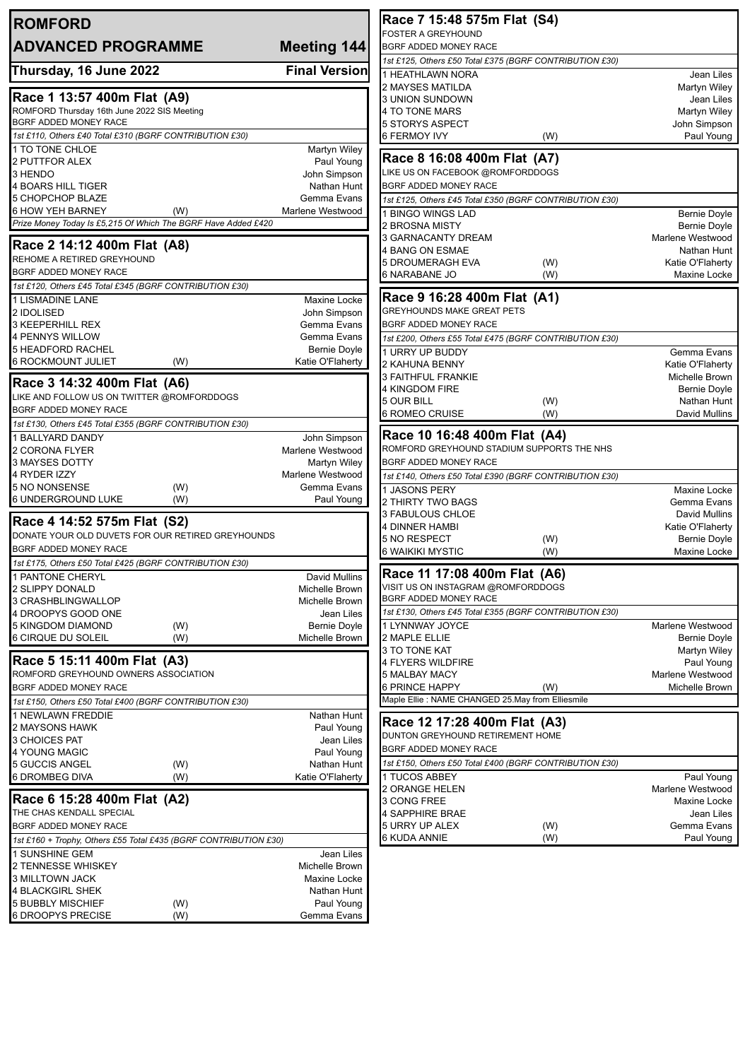# ROMFORD

## ADVANCED PROGRAMME — Meeting 144

**Thursday, 16 June 2022** — **Final Version**

### Race 1 13:57 400m Flat (A9)

ROMFORD Thursday 16th June 2022 SIS Meeting
BGRF ADDED MONEY RACE

*1st £110, Others £40 Total £310 (BGRF CONTRIBUTION £30)*

| Trap | Greyhound | | Trainer |
|---|---|---|---|
| 1 | TO TONE CHLOE | | Martyn Wiley |
| 2 | PUTTFOR ALEX | | Paul Young |
| 3 | HENDO | | John Simpson |
| 4 | BOARS HILL TIGER | | Nathan Hunt |
| 5 | CHOPCHOP BLAZE | | Gemma Evans |
| 6 | HOW YEH BARNEY | (W) | Marlene Westwood |

*Prize Money Today Is £5,215 Of Which The BGRF Have Added £420*

### Race 2 14:12 400m Flat (A8)

REHOME A RETIRED GREYHOUND
BGRF ADDED MONEY RACE

*1st £120, Others £45 Total £345 (BGRF CONTRIBUTION £30)*

| Trap | Greyhound | | Trainer |
|---|---|---|---|
| 1 | LISMADINE LANE | | Maxine Locke |
| 2 | IDOLISED | | John Simpson |
| 3 | KEEPERHILL REX | | Gemma Evans |
| 4 | PENNYS WILLOW | | Gemma Evans |
| 5 | HEADFORD RACHEL | | Bernie Doyle |
| 6 | ROCKMOUNT JULIET | (W) | Katie O'Flaherty |

### Race 3 14:32 400m Flat (A6)

LIKE AND FOLLOW US ON TWITTER @ROMFORDDOGS
BGRF ADDED MONEY RACE

*1st £130, Others £45 Total £355 (BGRF CONTRIBUTION £30)*

| Trap | Greyhound | | Trainer |
|---|---|---|---|
| 1 | BALLYARD DANDY | | John Simpson |
| 2 | CORONA FLYER | | Marlene Westwood |
| 3 | MAYSES DOTTY | | Martyn Wiley |
| 4 | RYDER IZZY | | Marlene Westwood |
| 5 | NO NONSENSE | (W) | Gemma Evans |
| 6 | UNDERGROUND LUKE | (W) | Paul Young |

### Race 4 14:52 575m Flat (S2)

DONATE YOUR OLD DUVETS FOR OUR RETIRED GREYHOUNDS
BGRF ADDED MONEY RACE

*1st £175, Others £50 Total £425 (BGRF CONTRIBUTION £30)*

| Trap | Greyhound | | Trainer |
|---|---|---|---|
| 1 | PANTONE CHERYL | | David Mullins |
| 2 | SLIPPY DONALD | | Michelle Brown |
| 3 | CRASHBLINGWALLOP | | Michelle Brown |
| 4 | DROOPYS GOOD ONE | | Jean Liles |
| 5 | KINGDOM DIAMOND | (W) | Bernie Doyle |
| 6 | CIRQUE DU SOLEIL | (W) | Michelle Brown |

### Race 5 15:11 400m Flat (A3)

ROMFORD GREYHOUND OWNERS ASSOCIATION
BGRF ADDED MONEY RACE

*1st £150, Others £50 Total £400 (BGRF CONTRIBUTION £30)*

| Trap | Greyhound | | Trainer |
|---|---|---|---|
| 1 | NEWLAWN FREDDIE | | Nathan Hunt |
| 2 | MAYSONS HAWK | | Paul Young |
| 3 | CHOICES PAT | | Jean Liles |
| 4 | YOUNG MAGIC | | Paul Young |
| 5 | GUCCIS ANGEL | (W) | Nathan Hunt |
| 6 | DROMBEG DIVA | (W) | Katie O'Flaherty |

### Race 6 15:28 400m Flat (A2)

THE CHAS KENDALL SPECIAL
BGRF ADDED MONEY RACE

*1st £160 + Trophy, Others £55 Total £435 (BGRF CONTRIBUTION £30)*

| Trap | Greyhound | | Trainer |
|---|---|---|---|
| 1 | SUNSHINE GEM | | Jean Liles |
| 2 | TENNESSE WHISKEY | | Michelle Brown |
| 3 | MILLTOWN JACK | | Maxine Locke |
| 4 | BLACKGIRL SHEK | | Nathan Hunt |
| 5 | BUBBLY MISCHIEF | (W) | Paul Young |
| 6 | DROOPYS PRECISE | (W) | Gemma Evans |

### Race 7 15:48 575m Flat (S4)

FOSTER A GREYHOUND
BGRF ADDED MONEY RACE

*1st £125, Others £50 Total £375 (BGRF CONTRIBUTION £30)*

| Trap | Greyhound | | Trainer |
|---|---|---|---|
| 1 | HEATHLAWN NORA | | Jean Liles |
| 2 | MAYSES MATILDA | | Martyn Wiley |
| 3 | UNION SUNDOWN | | Jean Liles |
| 4 | TO TONE MARS | | Martyn Wiley |
| 5 | STORYS ASPECT | | John Simpson |
| 6 | FERMOY IVY | (W) | Paul Young |

### Race 8 16:08 400m Flat (A7)

LIKE US ON FACEBOOK @ROMFORDDOGS
BGRF ADDED MONEY RACE

*1st £125, Others £45 Total £350 (BGRF CONTRIBUTION £30)*

| Trap | Greyhound | | Trainer |
|---|---|---|---|
| 1 | BINGO WINGS LAD | | Bernie Doyle |
| 2 | BROSNA MISTY | | Bernie Doyle |
| 3 | GARNACANTY DREAM | | Marlene Westwood |
| 4 | BANG ON ESMAE | | Nathan Hunt |
| 5 | DROUMERAGH EVA | (W) | Katie O'Flaherty |
| 6 | NARABANE JO | (W) | Maxine Locke |

### Race 9 16:28 400m Flat (A1)

GREYHOUNDS MAKE GREAT PETS
BGRF ADDED MONEY RACE

*1st £200, Others £55 Total £475 (BGRF CONTRIBUTION £30)*

| Trap | Greyhound | | Trainer |
|---|---|---|---|
| 1 | URRY UP BUDDY | | Gemma Evans |
| 2 | KAHUNA BENNY | | Katie O'Flaherty |
| 3 | FAITHFUL FRANKIE | | Michelle Brown |
| 4 | KINGDOM FIRE | | Bernie Doyle |
| 5 | OUR BILL | (W) | Nathan Hunt |
| 6 | ROMEO CRUISE | (W) | David Mullins |

### Race 10 16:48 400m Flat (A4)

ROMFORD GREYHOUND STADIUM SUPPORTS THE NHS
BGRF ADDED MONEY RACE

*1st £140, Others £50 Total £390 (BGRF CONTRIBUTION £30)*

| Trap | Greyhound | | Trainer |
|---|---|---|---|
| 1 | JASONS PERY | | Maxine Locke |
| 2 | THIRTY TWO BAGS | | Gemma Evans |
| 3 | FABULOUS CHLOE | | David Mullins |
| 4 | DINNER HAMBI | | Katie O'Flaherty |
| 5 | NO RESPECT | (W) | Bernie Doyle |
| 6 | WAIKIKI MYSTIC | (W) | Maxine Locke |

### Race 11 17:08 400m Flat (A6)

VISIT US ON INSTAGRAM @ROMFORDDOGS
BGRF ADDED MONEY RACE

*1st £130, Others £45 Total £355 (BGRF CONTRIBUTION £30)*

| Trap | Greyhound | | Trainer |
|---|---|---|---|
| 1 | LYNNWAY JOYCE | | Marlene Westwood |
| 2 | MAPLE ELLIE | | Bernie Doyle |
| 3 | TO TONE KAT | | Martyn Wiley |
| 4 | FLYERS WILDFIRE | | Paul Young |
| 5 | MALBAY MACY | | Marlene Westwood |
| 6 | PRINCE HAPPY | (W) | Michelle Brown |

Maple Ellie : NAME CHANGED 25.May from Elliesmile

### Race 12 17:28 400m Flat (A3)

DUNTON GREYHOUND RETIREMENT HOME
BGRF ADDED MONEY RACE

*1st £150, Others £50 Total £400 (BGRF CONTRIBUTION £30)*

| Trap | Greyhound | | Trainer |
|---|---|---|---|
| 1 | TUCOS ABBEY | | Paul Young |
| 2 | ORANGE HELEN | | Marlene Westwood |
| 3 | CONG FREE | | Maxine Locke |
| 4 | SAPPHIRE BRAE | | Jean Liles |
| 5 | URRY UP ALEX | (W) | Gemma Evans |
| 6 | KUDA ANNIE | (W) | Paul Young |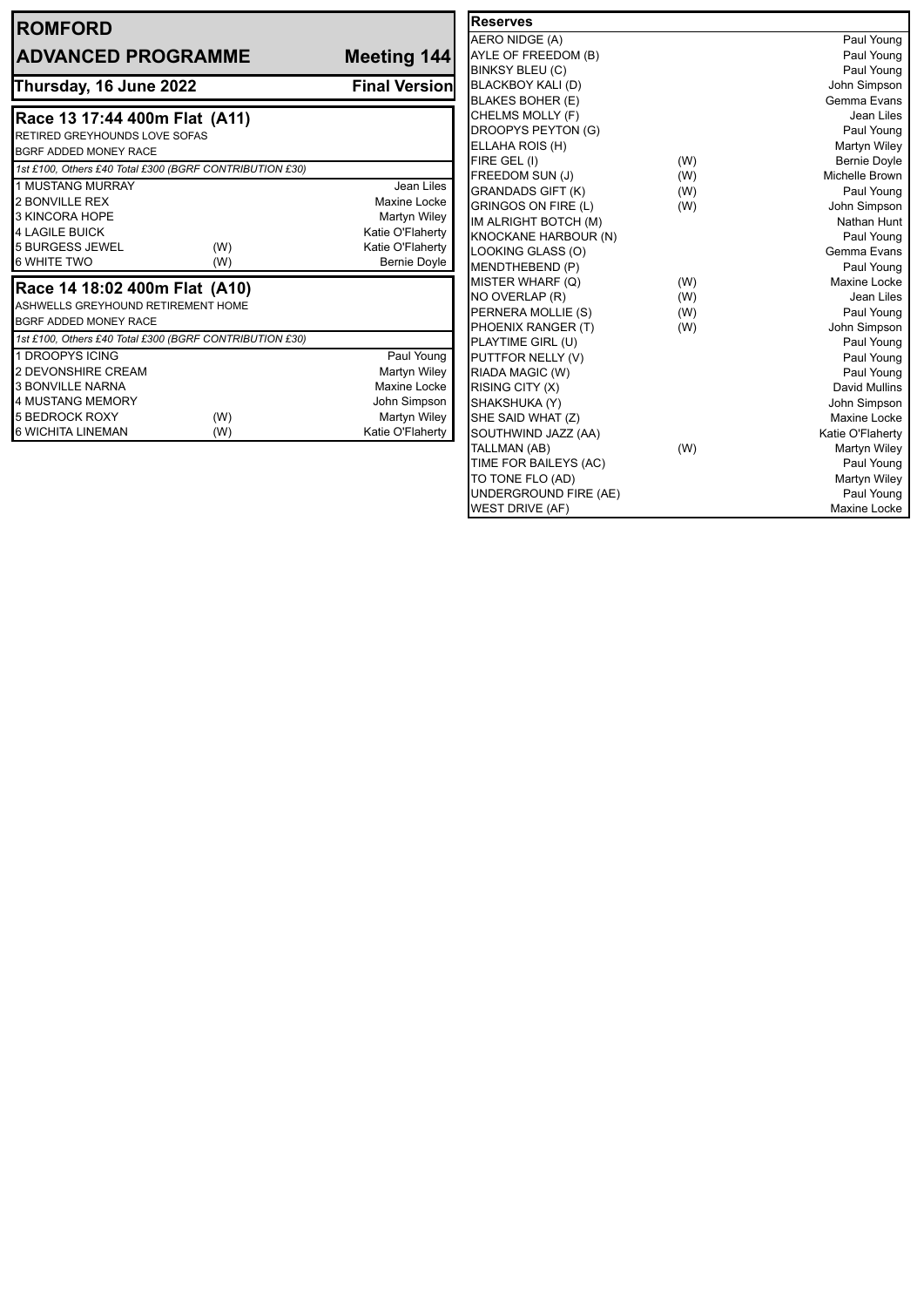# ROMFORD

## ADVANCED PROGRAMME — Meeting 144

**Thursday, 16 June 2022** — **Final Version**

### Race 13 17:44 400m Flat (A11)

RETIRED GREYHOUNDS LOVE SOFAS

BGRF ADDED MONEY RACE

*1st £100, Others £40 Total £300 (BGRF CONTRIBUTION £30)*

| | | |
|---|---|---|
| 1 MUSTANG MURRAY | | Jean Liles |
| 2 BONVILLE REX | | Maxine Locke |
| 3 KINCORA HOPE | | Martyn Wiley |
| 4 LAGILE BUICK | | Katie O'Flaherty |
| 5 BURGESS JEWEL | (W) | Katie O'Flaherty |
| 6 WHITE TWO | (W) | Bernie Doyle |

### Race 14 18:02 400m Flat (A10)

ASHWELLS GREYHOUND RETIREMENT HOME

BGRF ADDED MONEY RACE

*1st £100, Others £40 Total £300 (BGRF CONTRIBUTION £30)*

| | | |
|---|---|---|
| 1 DROOPYS ICING | | Paul Young |
| 2 DEVONSHIRE CREAM | | Martyn Wiley |
| 3 BONVILLE NARNA | | Maxine Locke |
| 4 MUSTANG MEMORY | | John Simpson |
| 5 BEDROCK ROXY | (W) | Martyn Wiley |
| 6 WICHITA LINEMAN | (W) | Katie O'Flaherty |

### Reserves

| | | |
|---|---|---|
| AERO NIDGE (A) | | Paul Young |
| AYLE OF FREEDOM (B) | | Paul Young |
| BINKSY BLEU (C) | | Paul Young |
| BLACKBOY KALI (D) | | John Simpson |
| BLAKES BOHER (E) | | Gemma Evans |
| CHELMS MOLLY (F) | | Jean Liles |
| DROOPYS PEYTON (G) | | Paul Young |
| ELLAHA ROIS (H) | | Martyn Wiley |
| FIRE GEL (I) | (W) | Bernie Doyle |
| FREEDOM SUN (J) | (W) | Michelle Brown |
| GRANDADS GIFT (K) | (W) | Paul Young |
| GRINGOS ON FIRE (L) | (W) | John Simpson |
| IM ALRIGHT BOTCH (M) | | Nathan Hunt |
| KNOCKANE HARBOUR (N) | | Paul Young |
| LOOKING GLASS (O) | | Gemma Evans |
| MENDTHEBEND (P) | | Paul Young |
| MISTER WHARF (Q) | (W) | Maxine Locke |
| NO OVERLAP (R) | (W) | Jean Liles |
| PERNERA MOLLIE (S) | (W) | Paul Young |
| PHOENIX RANGER (T) | (W) | John Simpson |
| PLAYTIME GIRL (U) | | Paul Young |
| PUTTFOR NELLY (V) | | Paul Young |
| RIADA MAGIC (W) | | Paul Young |
| RISING CITY (X) | | David Mullins |
| SHAKSHUKA (Y) | | John Simpson |
| SHE SAID WHAT (Z) | | Maxine Locke |
| SOUTHWIND JAZZ (AA) | | Katie O'Flaherty |
| TALLMAN (AB) | (W) | Martyn Wiley |
| TIME FOR BAILEYS (AC) | | Paul Young |
| TO TONE FLO (AD) | | Martyn Wiley |
| UNDERGROUND FIRE (AE) | | Paul Young |
| WEST DRIVE (AF) | | Maxine Locke |